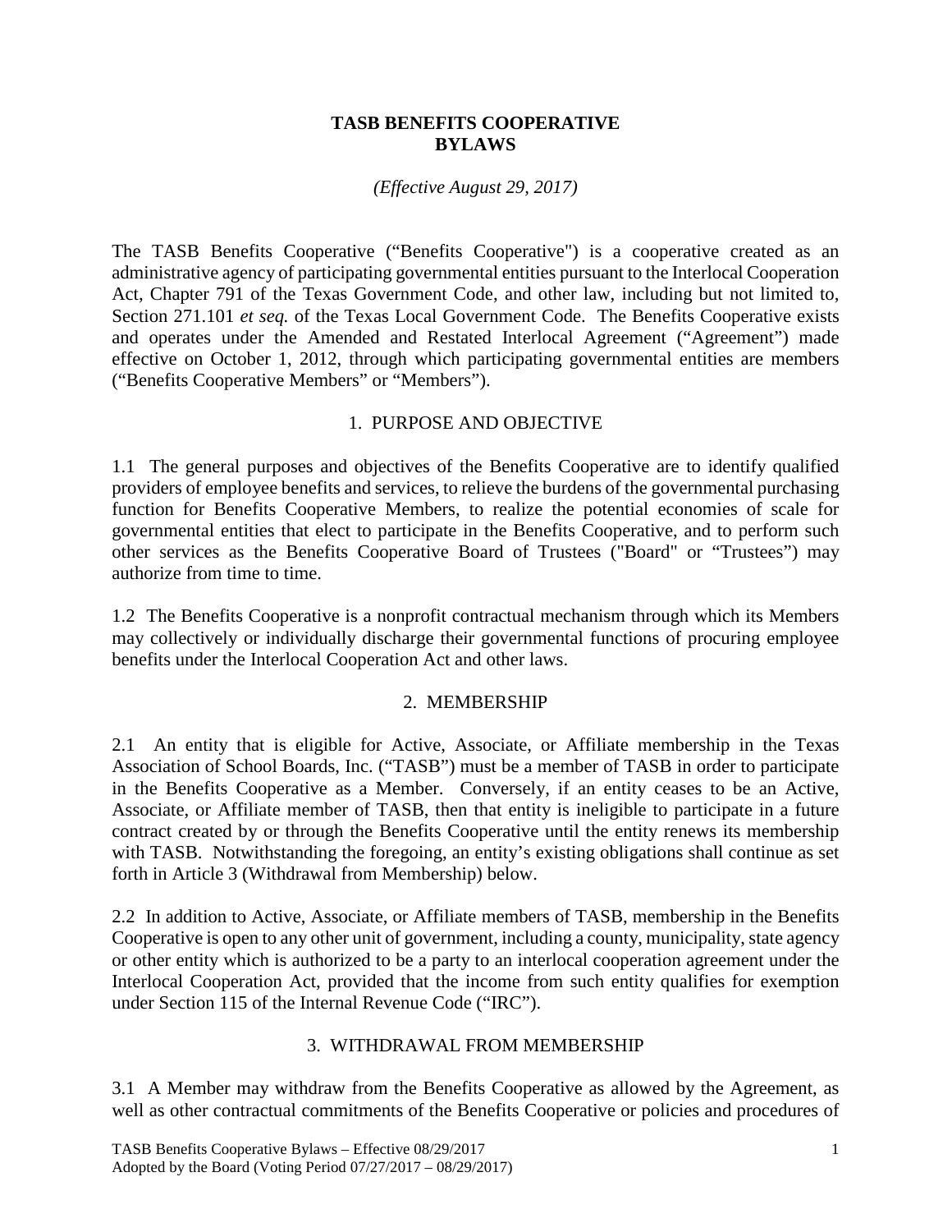# TASB BENEFITS COOPERATIVE BYLAWS

*(Effective August 29, 2017)*

The TASB Benefits Cooperative ("Benefits Cooperative") is a cooperative created as an administrative agency of participating governmental entities pursuant to the Interlocal Cooperation Act, Chapter 791 of the Texas Government Code, and other law, including but not limited to, Section 271.101 *et seq.* of the Texas Local Government Code. The Benefits Cooperative exists and operates under the Amended and Restated Interlocal Agreement ("Agreement") made effective on October 1, 2012, through which participating governmental entities are members ("Benefits Cooperative Members" or "Members").

## 1. PURPOSE AND OBJECTIVE

1.1 The general purposes and objectives of the Benefits Cooperative are to identify qualified providers of employee benefits and services, to relieve the burdens of the governmental purchasing function for Benefits Cooperative Members, to realize the potential economies of scale for governmental entities that elect to participate in the Benefits Cooperative, and to perform such other services as the Benefits Cooperative Board of Trustees ("Board" or "Trustees") may authorize from time to time.

1.2 The Benefits Cooperative is a nonprofit contractual mechanism through which its Members may collectively or individually discharge their governmental functions of procuring employee benefits under the Interlocal Cooperation Act and other laws.

## 2. MEMBERSHIP

2.1 An entity that is eligible for Active, Associate, or Affiliate membership in the Texas Association of School Boards, Inc. ("TASB") must be a member of TASB in order to participate in the Benefits Cooperative as a Member. Conversely, if an entity ceases to be an Active, Associate, or Affiliate member of TASB, then that entity is ineligible to participate in a future contract created by or through the Benefits Cooperative until the entity renews its membership with TASB. Notwithstanding the foregoing, an entity's existing obligations shall continue as set forth in Article 3 (Withdrawal from Membership) below.

2.2 In addition to Active, Associate, or Affiliate members of TASB, membership in the Benefits Cooperative is open to any other unit of government, including a county, municipality, state agency or other entity which is authorized to be a party to an interlocal cooperation agreement under the Interlocal Cooperation Act, provided that the income from such entity qualifies for exemption under Section 115 of the Internal Revenue Code ("IRC").

## 3. WITHDRAWAL FROM MEMBERSHIP

3.1 A Member may withdraw from the Benefits Cooperative as allowed by the Agreement, as well as other contractual commitments of the Benefits Cooperative or policies and procedures of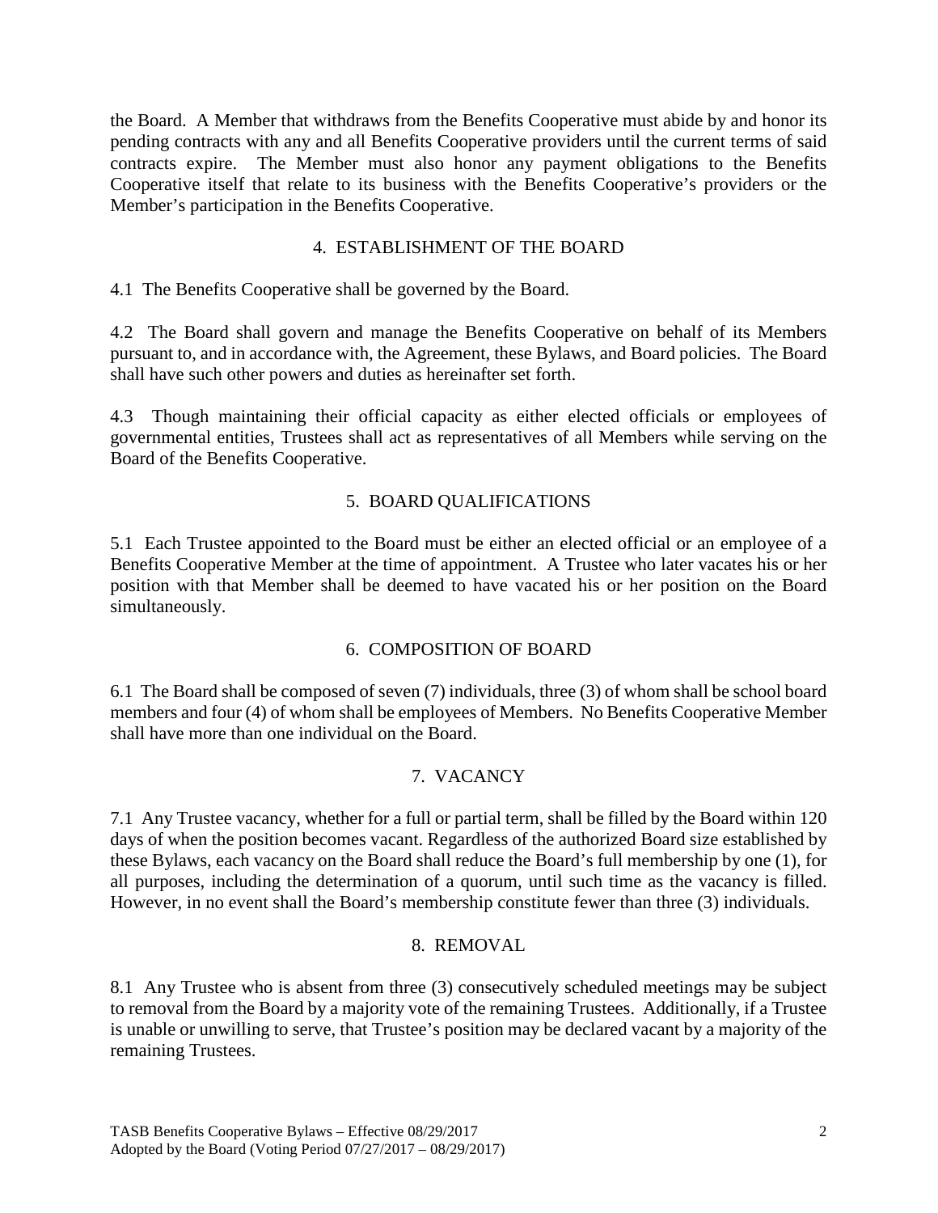the Board. A Member that withdraws from the Benefits Cooperative must abide by and honor its pending contracts with any and all Benefits Cooperative providers until the current terms of said contracts expire. The Member must also honor any payment obligations to the Benefits Cooperative itself that relate to its business with the Benefits Cooperative's providers or the Member's participation in the Benefits Cooperative.

## 4. ESTABLISHMENT OF THE BOARD

4.1 The Benefits Cooperative shall be governed by the Board.

4.2 The Board shall govern and manage the Benefits Cooperative on behalf of its Members pursuant to, and in accordance with, the Agreement, these Bylaws, and Board policies. The Board shall have such other powers and duties as hereinafter set forth.

4.3 Though maintaining their official capacity as either elected officials or employees of governmental entities, Trustees shall act as representatives of all Members while serving on the Board of the Benefits Cooperative.

## 5. BOARD QUALIFICATIONS

5.1 Each Trustee appointed to the Board must be either an elected official or an employee of a Benefits Cooperative Member at the time of appointment. A Trustee who later vacates his or her position with that Member shall be deemed to have vacated his or her position on the Board simultaneously.

## 6. COMPOSITION OF BOARD

6.1 The Board shall be composed of seven (7) individuals, three (3) of whom shall be school board members and four (4) of whom shall be employees of Members. No Benefits Cooperative Member shall have more than one individual on the Board.

## 7. VACANCY

7.1 Any Trustee vacancy, whether for a full or partial term, shall be filled by the Board within 120 days of when the position becomes vacant. Regardless of the authorized Board size established by these Bylaws, each vacancy on the Board shall reduce the Board's full membership by one (1), for all purposes, including the determination of a quorum, until such time as the vacancy is filled. However, in no event shall the Board's membership constitute fewer than three (3) individuals.

## 8. REMOVAL

8.1 Any Trustee who is absent from three (3) consecutively scheduled meetings may be subject to removal from the Board by a majority vote of the remaining Trustees. Additionally, if a Trustee is unable or unwilling to serve, that Trustee's position may be declared vacant by a majority of the remaining Trustees.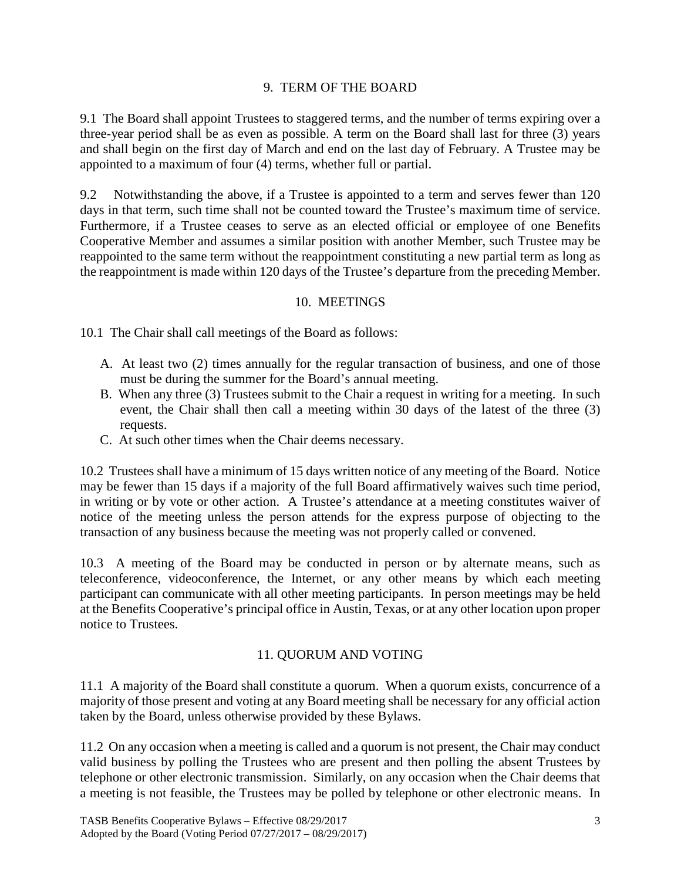## 9. TERM OF THE BOARD

9.1 The Board shall appoint Trustees to staggered terms, and the number of terms expiring over a three-year period shall be as even as possible. A term on the Board shall last for three (3) years and shall begin on the first day of March and end on the last day of February. A Trustee may be appointed to a maximum of four (4) terms, whether full or partial.

9.2 Notwithstanding the above, if a Trustee is appointed to a term and serves fewer than 120 days in that term, such time shall not be counted toward the Trustee's maximum time of service. Furthermore, if a Trustee ceases to serve as an elected official or employee of one Benefits Cooperative Member and assumes a similar position with another Member, such Trustee may be reappointed to the same term without the reappointment constituting a new partial term as long as the reappointment is made within 120 days of the Trustee's departure from the preceding Member.

## 10. MEETINGS

10.1 The Chair shall call meetings of the Board as follows:

A. At least two (2) times annually for the regular transaction of business, and one of those must be during the summer for the Board's annual meeting.
B. When any three (3) Trustees submit to the Chair a request in writing for a meeting. In such event, the Chair shall then call a meeting within 30 days of the latest of the three (3) requests.
C. At such other times when the Chair deems necessary.

10.2 Trustees shall have a minimum of 15 days written notice of any meeting of the Board. Notice may be fewer than 15 days if a majority of the full Board affirmatively waives such time period, in writing or by vote or other action. A Trustee's attendance at a meeting constitutes waiver of notice of the meeting unless the person attends for the express purpose of objecting to the transaction of any business because the meeting was not properly called or convened.

10.3 A meeting of the Board may be conducted in person or by alternate means, such as teleconference, videoconference, the Internet, or any other means by which each meeting participant can communicate with all other meeting participants. In person meetings may be held at the Benefits Cooperative's principal office in Austin, Texas, or at any other location upon proper notice to Trustees.

## 11. QUORUM AND VOTING

11.1 A majority of the Board shall constitute a quorum. When a quorum exists, concurrence of a majority of those present and voting at any Board meeting shall be necessary for any official action taken by the Board, unless otherwise provided by these Bylaws.

11.2 On any occasion when a meeting is called and a quorum is not present, the Chair may conduct valid business by polling the Trustees who are present and then polling the absent Trustees by telephone or other electronic transmission. Similarly, on any occasion when the Chair deems that a meeting is not feasible, the Trustees may be polled by telephone or other electronic means. In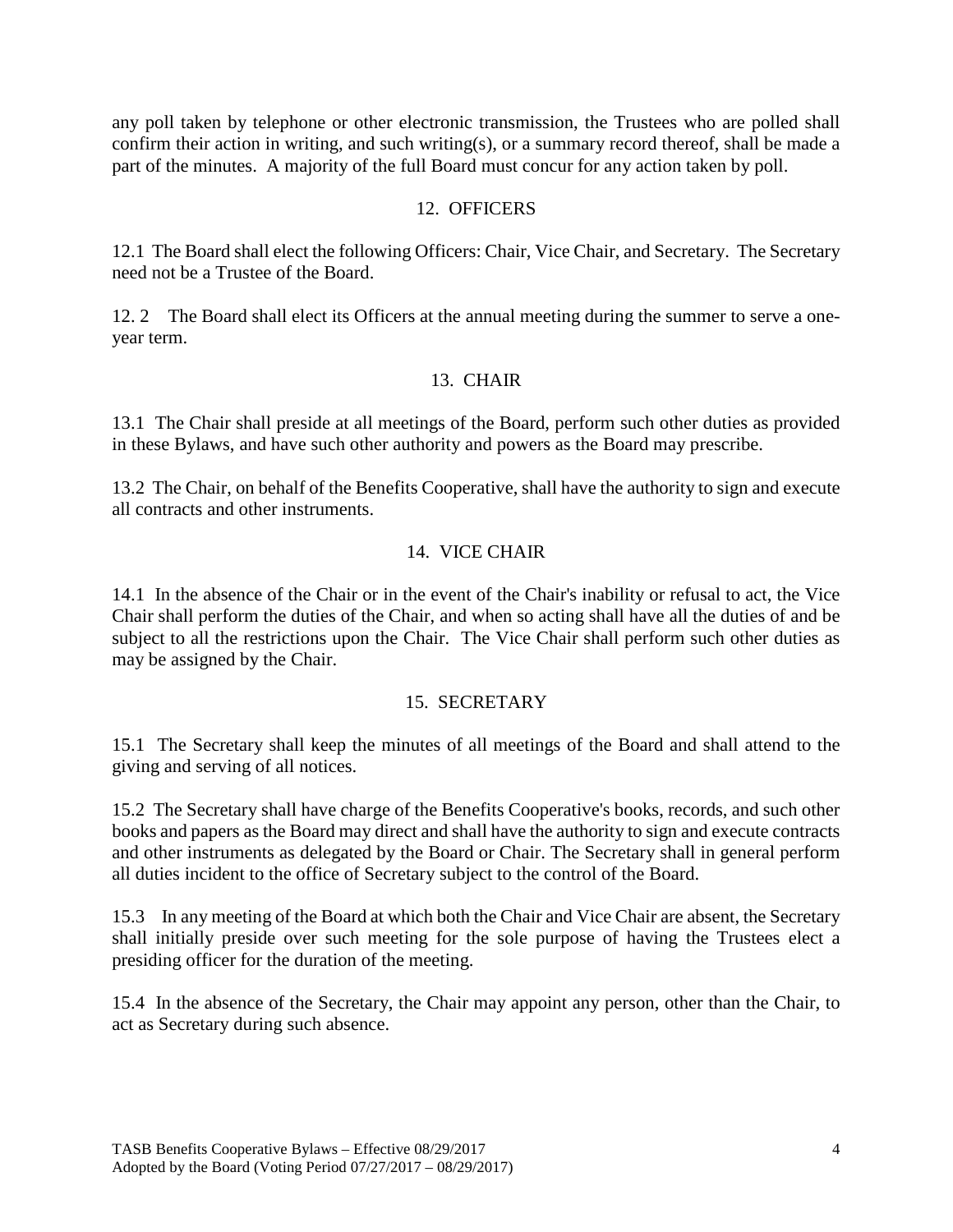any poll taken by telephone or other electronic transmission, the Trustees who are polled shall confirm their action in writing, and such writing(s), or a summary record thereof, shall be made a part of the minutes. A majority of the full Board must concur for any action taken by poll.

## 12. OFFICERS

12.1 The Board shall elect the following Officers: Chair, Vice Chair, and Secretary. The Secretary need not be a Trustee of the Board.

12.2 The Board shall elect its Officers at the annual meeting during the summer to serve a one-year term.

## 13. CHAIR

13.1 The Chair shall preside at all meetings of the Board, perform such other duties as provided in these Bylaws, and have such other authority and powers as the Board may prescribe.

13.2 The Chair, on behalf of the Benefits Cooperative, shall have the authority to sign and execute all contracts and other instruments.

## 14. VICE CHAIR

14.1 In the absence of the Chair or in the event of the Chair's inability or refusal to act, the Vice Chair shall perform the duties of the Chair, and when so acting shall have all the duties of and be subject to all the restrictions upon the Chair. The Vice Chair shall perform such other duties as may be assigned by the Chair.

## 15. SECRETARY

15.1 The Secretary shall keep the minutes of all meetings of the Board and shall attend to the giving and serving of all notices.

15.2 The Secretary shall have charge of the Benefits Cooperative's books, records, and such other books and papers as the Board may direct and shall have the authority to sign and execute contracts and other instruments as delegated by the Board or Chair. The Secretary shall in general perform all duties incident to the office of Secretary subject to the control of the Board.

15.3 In any meeting of the Board at which both the Chair and Vice Chair are absent, the Secretary shall initially preside over such meeting for the sole purpose of having the Trustees elect a presiding officer for the duration of the meeting.

15.4 In the absence of the Secretary, the Chair may appoint any person, other than the Chair, to act as Secretary during such absence.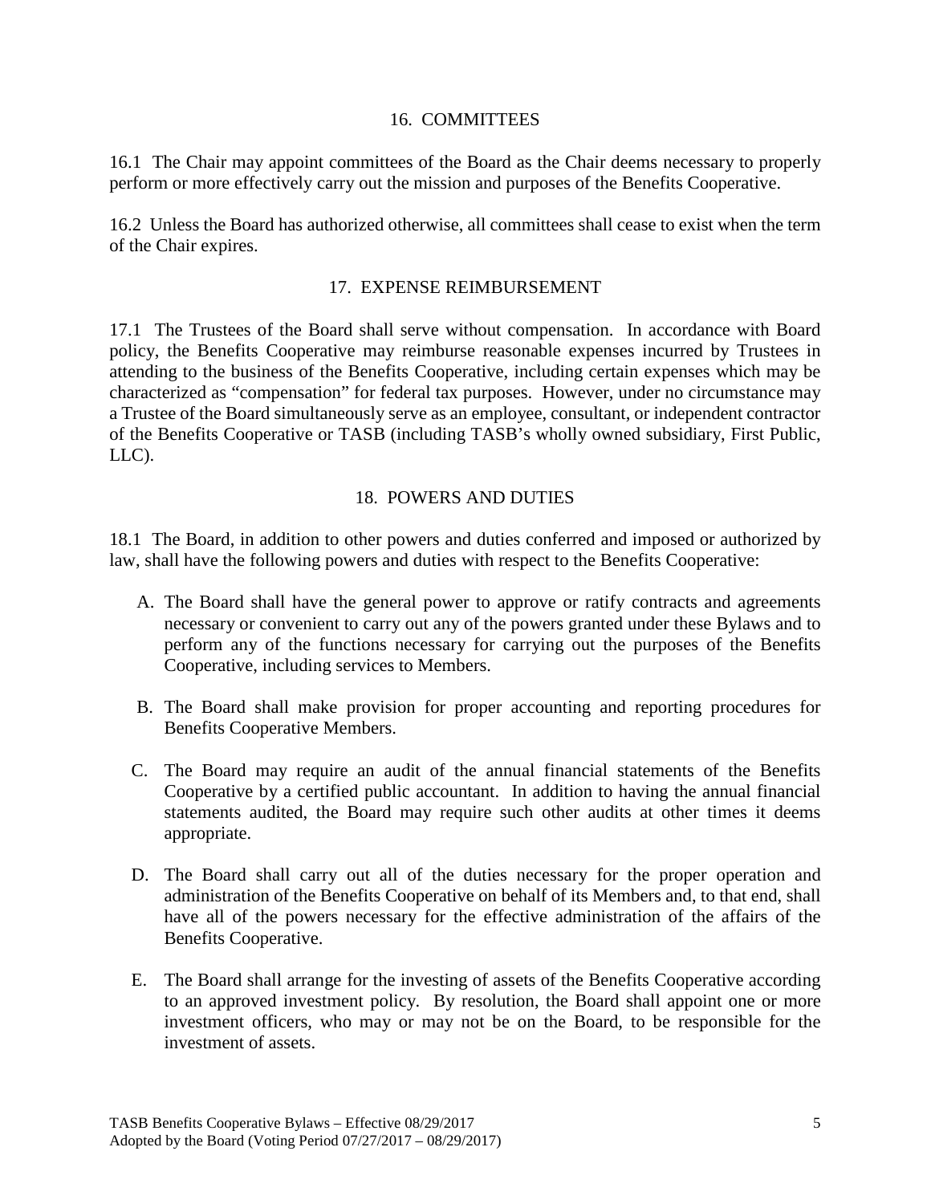## 16. COMMITTEES

16.1 The Chair may appoint committees of the Board as the Chair deems necessary to properly perform or more effectively carry out the mission and purposes of the Benefits Cooperative.

16.2 Unless the Board has authorized otherwise, all committees shall cease to exist when the term of the Chair expires.

## 17. EXPENSE REIMBURSEMENT

17.1 The Trustees of the Board shall serve without compensation. In accordance with Board policy, the Benefits Cooperative may reimburse reasonable expenses incurred by Trustees in attending to the business of the Benefits Cooperative, including certain expenses which may be characterized as "compensation" for federal tax purposes. However, under no circumstance may a Trustee of the Board simultaneously serve as an employee, consultant, or independent contractor of the Benefits Cooperative or TASB (including TASB's wholly owned subsidiary, First Public, LLC).

## 18. POWERS AND DUTIES

18.1 The Board, in addition to other powers and duties conferred and imposed or authorized by law, shall have the following powers and duties with respect to the Benefits Cooperative:

A. The Board shall have the general power to approve or ratify contracts and agreements necessary or convenient to carry out any of the powers granted under these Bylaws and to perform any of the functions necessary for carrying out the purposes of the Benefits Cooperative, including services to Members.

B. The Board shall make provision for proper accounting and reporting procedures for Benefits Cooperative Members.

C. The Board may require an audit of the annual financial statements of the Benefits Cooperative by a certified public accountant. In addition to having the annual financial statements audited, the Board may require such other audits at other times it deems appropriate.

D. The Board shall carry out all of the duties necessary for the proper operation and administration of the Benefits Cooperative on behalf of its Members and, to that end, shall have all of the powers necessary for the effective administration of the affairs of the Benefits Cooperative.

E. The Board shall arrange for the investing of assets of the Benefits Cooperative according to an approved investment policy. By resolution, the Board shall appoint one or more investment officers, who may or may not be on the Board, to be responsible for the investment of assets.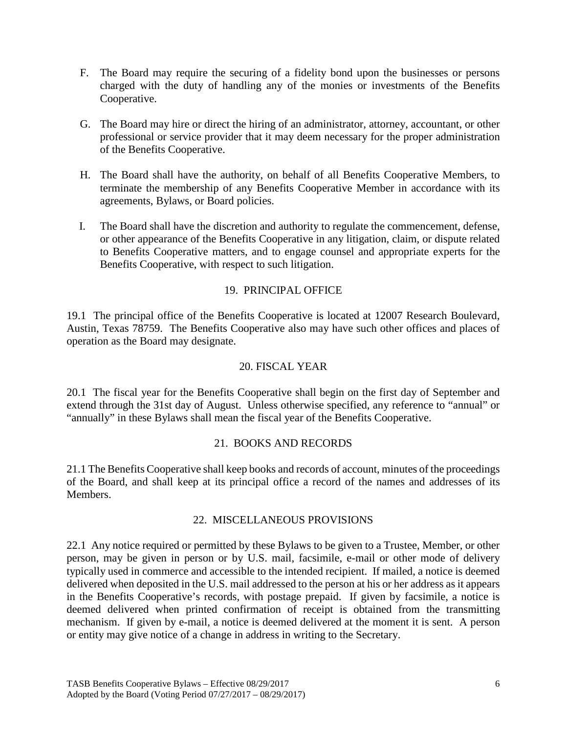F. The Board may require the securing of a fidelity bond upon the businesses or persons charged with the duty of handling any of the monies or investments of the Benefits Cooperative.

G. The Board may hire or direct the hiring of an administrator, attorney, accountant, or other professional or service provider that it may deem necessary for the proper administration of the Benefits Cooperative.

H. The Board shall have the authority, on behalf of all Benefits Cooperative Members, to terminate the membership of any Benefits Cooperative Member in accordance with its agreements, Bylaws, or Board policies.

I. The Board shall have the discretion and authority to regulate the commencement, defense, or other appearance of the Benefits Cooperative in any litigation, claim, or dispute related to Benefits Cooperative matters, and to engage counsel and appropriate experts for the Benefits Cooperative, with respect to such litigation.

## 19. PRINCIPAL OFFICE

19.1 The principal office of the Benefits Cooperative is located at 12007 Research Boulevard, Austin, Texas 78759. The Benefits Cooperative also may have such other offices and places of operation as the Board may designate.

## 20. FISCAL YEAR

20.1 The fiscal year for the Benefits Cooperative shall begin on the first day of September and extend through the 31st day of August. Unless otherwise specified, any reference to "annual" or "annually" in these Bylaws shall mean the fiscal year of the Benefits Cooperative.

## 21. BOOKS AND RECORDS

21.1 The Benefits Cooperative shall keep books and records of account, minutes of the proceedings of the Board, and shall keep at its principal office a record of the names and addresses of its Members.

## 22. MISCELLANEOUS PROVISIONS

22.1 Any notice required or permitted by these Bylaws to be given to a Trustee, Member, or other person, may be given in person or by U.S. mail, facsimile, e-mail or other mode of delivery typically used in commerce and accessible to the intended recipient. If mailed, a notice is deemed delivered when deposited in the U.S. mail addressed to the person at his or her address as it appears in the Benefits Cooperative's records, with postage prepaid. If given by facsimile, a notice is deemed delivered when printed confirmation of receipt is obtained from the transmitting mechanism. If given by e-mail, a notice is deemed delivered at the moment it is sent. A person or entity may give notice of a change in address in writing to the Secretary.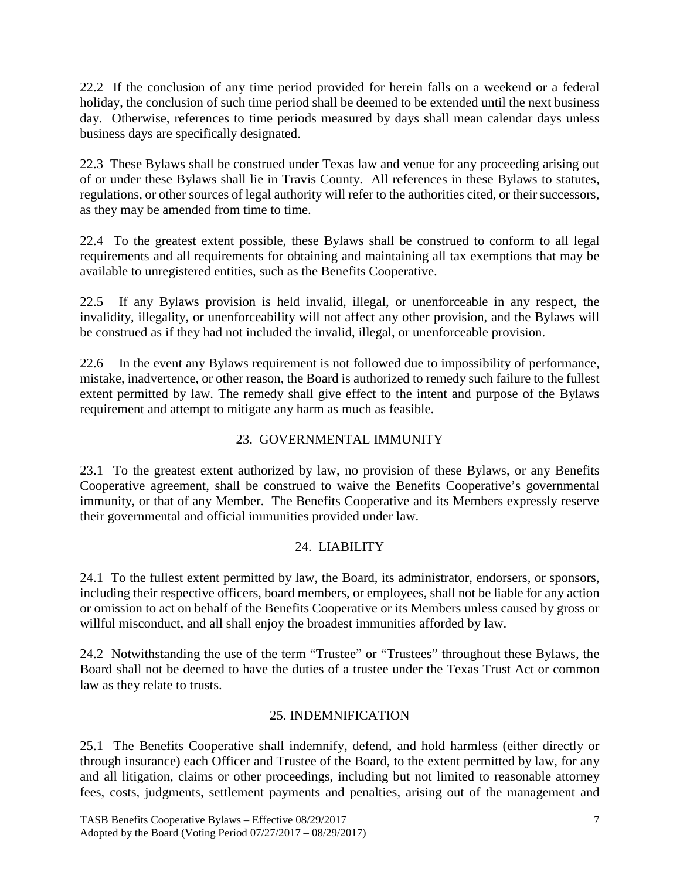22.2 If the conclusion of any time period provided for herein falls on a weekend or a federal holiday, the conclusion of such time period shall be deemed to be extended until the next business day. Otherwise, references to time periods measured by days shall mean calendar days unless business days are specifically designated.

22.3 These Bylaws shall be construed under Texas law and venue for any proceeding arising out of or under these Bylaws shall lie in Travis County. All references in these Bylaws to statutes, regulations, or other sources of legal authority will refer to the authorities cited, or their successors, as they may be amended from time to time.

22.4 To the greatest extent possible, these Bylaws shall be construed to conform to all legal requirements and all requirements for obtaining and maintaining all tax exemptions that may be available to unregistered entities, such as the Benefits Cooperative.

22.5 If any Bylaws provision is held invalid, illegal, or unenforceable in any respect, the invalidity, illegality, or unenforceability will not affect any other provision, and the Bylaws will be construed as if they had not included the invalid, illegal, or unenforceable provision.

22.6 In the event any Bylaws requirement is not followed due to impossibility of performance, mistake, inadvertence, or other reason, the Board is authorized to remedy such failure to the fullest extent permitted by law. The remedy shall give effect to the intent and purpose of the Bylaws requirement and attempt to mitigate any harm as much as feasible.

## 23. GOVERNMENTAL IMMUNITY

23.1 To the greatest extent authorized by law, no provision of these Bylaws, or any Benefits Cooperative agreement, shall be construed to waive the Benefits Cooperative's governmental immunity, or that of any Member. The Benefits Cooperative and its Members expressly reserve their governmental and official immunities provided under law.

## 24. LIABILITY

24.1 To the fullest extent permitted by law, the Board, its administrator, endorsers, or sponsors, including their respective officers, board members, or employees, shall not be liable for any action or omission to act on behalf of the Benefits Cooperative or its Members unless caused by gross or willful misconduct, and all shall enjoy the broadest immunities afforded by law.

24.2 Notwithstanding the use of the term "Trustee" or "Trustees" throughout these Bylaws, the Board shall not be deemed to have the duties of a trustee under the Texas Trust Act or common law as they relate to trusts.

## 25. INDEMNIFICATION

25.1 The Benefits Cooperative shall indemnify, defend, and hold harmless (either directly or through insurance) each Officer and Trustee of the Board, to the extent permitted by law, for any and all litigation, claims or other proceedings, including but not limited to reasonable attorney fees, costs, judgments, settlement payments and penalties, arising out of the management and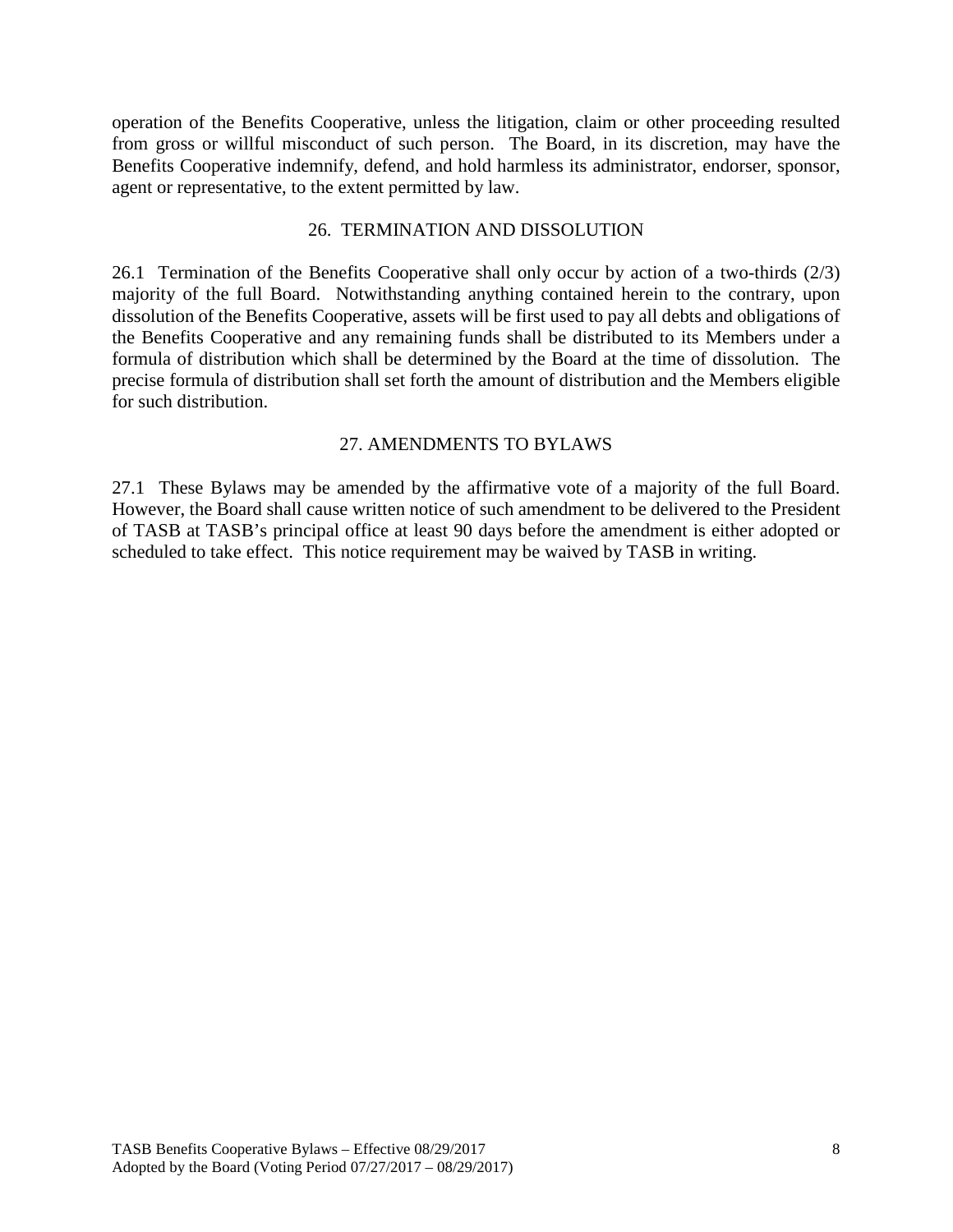operation of the Benefits Cooperative, unless the litigation, claim or other proceeding resulted from gross or willful misconduct of such person. The Board, in its discretion, may have the Benefits Cooperative indemnify, defend, and hold harmless its administrator, endorser, sponsor, agent or representative, to the extent permitted by law.

## 26. TERMINATION AND DISSOLUTION

26.1 Termination of the Benefits Cooperative shall only occur by action of a two-thirds (2/3) majority of the full Board. Notwithstanding anything contained herein to the contrary, upon dissolution of the Benefits Cooperative, assets will be first used to pay all debts and obligations of the Benefits Cooperative and any remaining funds shall be distributed to its Members under a formula of distribution which shall be determined by the Board at the time of dissolution. The precise formula of distribution shall set forth the amount of distribution and the Members eligible for such distribution.

## 27. AMENDMENTS TO BYLAWS

27.1 These Bylaws may be amended by the affirmative vote of a majority of the full Board. However, the Board shall cause written notice of such amendment to be delivered to the President of TASB at TASB's principal office at least 90 days before the amendment is either adopted or scheduled to take effect. This notice requirement may be waived by TASB in writing.